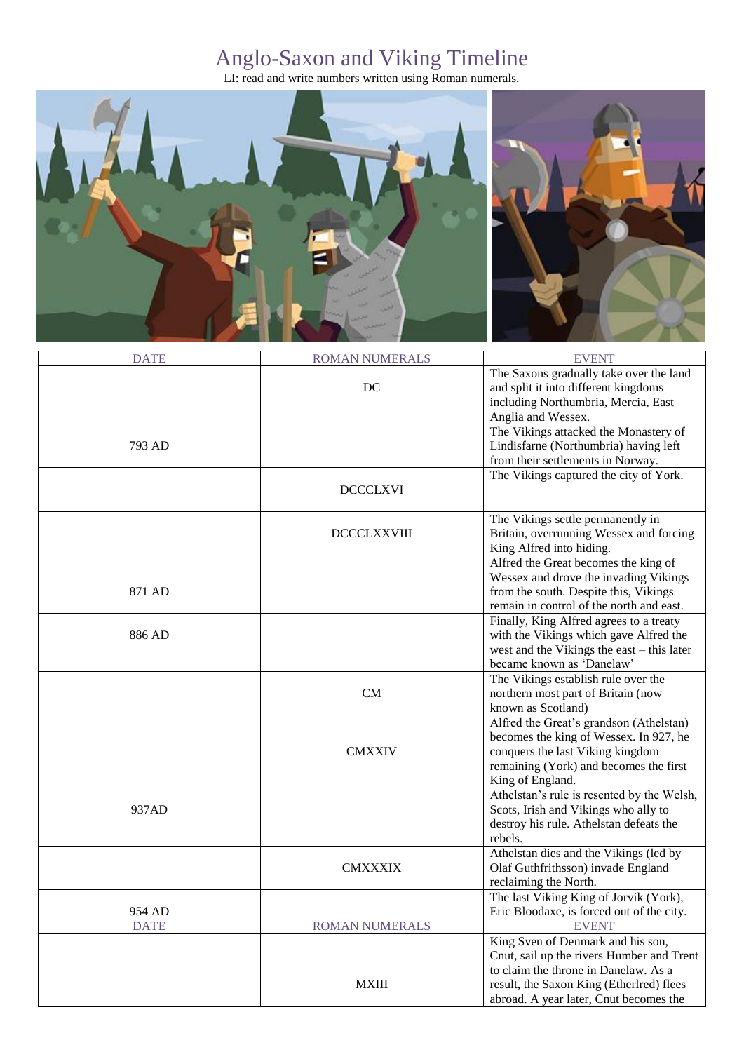# Anglo-Saxon and Viking Timeline

LI: read and write numbers written using Roman numerals.

| DATE | ROMAN NUMERALS | EVENT |
|---|---|---|
| | DC | The Saxons gradually take over the land and split it into different kingdoms including Northumbria, Mercia, East Anglia and Wessex. |
| 793 AD | | The Vikings attacked the Monastery of Lindisfarne (Northumbria) having left from their settlements in Norway. |
| | DCCCLXVI | The Vikings captured the city of York. |
| | DCCCLXXVIII | The Vikings settle permanently in Britain, overrunning Wessex and forcing King Alfred into hiding. |
| 871 AD | | Alfred the Great becomes the king of Wessex and drove the invading Vikings from the south. Despite this, Vikings remain in control of the north and east. |
| 886 AD | | Finally, King Alfred agrees to a treaty with the Vikings which gave Alfred the west and the Vikings the east – this later became known as 'Danelaw' |
| | CM | The Vikings establish rule over the northern most part of Britain (now known as Scotland) |
| | CMXXIV | Alfred the Great's grandson (Athelstan) becomes the king of Wessex. In 927, he conquers the last Viking kingdom remaining (York) and becomes the first King of England. |
| 937AD | | Athelstan's rule is resented by the Welsh, Scots, Irish and Vikings who ally to destroy his rule. Athelstan defeats the rebels. |
| | CMXXXIX | Athelstan dies and the Vikings (led by Olaf Guthfrithsson) invade England reclaiming the North. |
| 954 AD | | The last Viking King of Jorvik (York), Eric Bloodaxe, is forced out of the city. |
| DATE | ROMAN NUMERALS | EVENT |
| | MXIII | King Sven of Denmark and his son, Cnut, sail up the rivers Humber and Trent to claim the throne in Danelaw. As a result, the Saxon King (Etherlred) flees abroad. A year later, Cnut becomes the |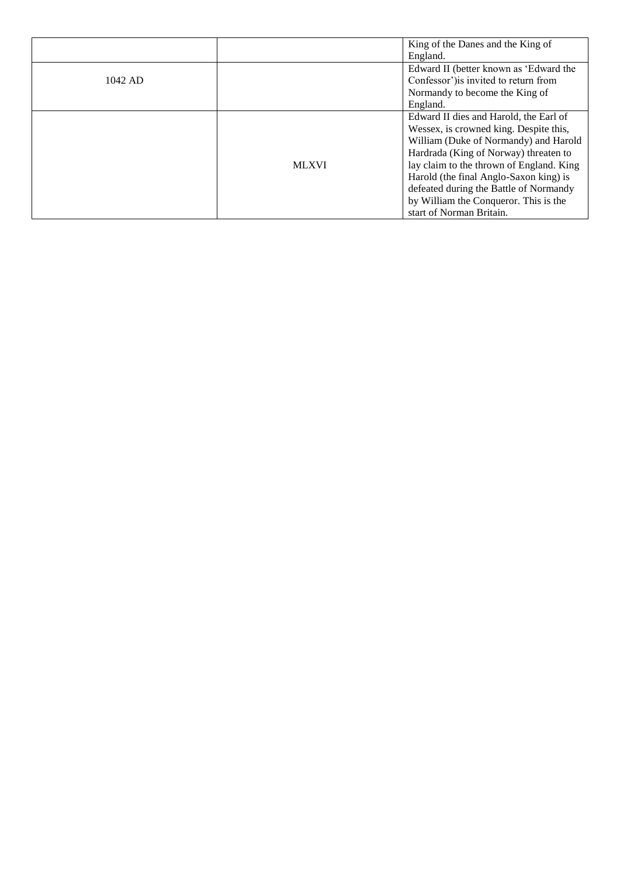| | | |
|---|---|---|
| | | King of the Danes and the King of England. |
| 1042 AD | | Edward II (better known as 'Edward the Confessor')is invited to return from Normandy to become the King of England. |
| | MLXVI | Edward II dies and Harold, the Earl of Wessex, is crowned king. Despite this, William (Duke of Normandy) and Harold Hardrada (King of Norway) threaten to lay claim to the thrown of England. King Harold (the final Anglo-Saxon king) is defeated during the Battle of Normandy by William the Conqueror. This is the start of Norman Britain. |